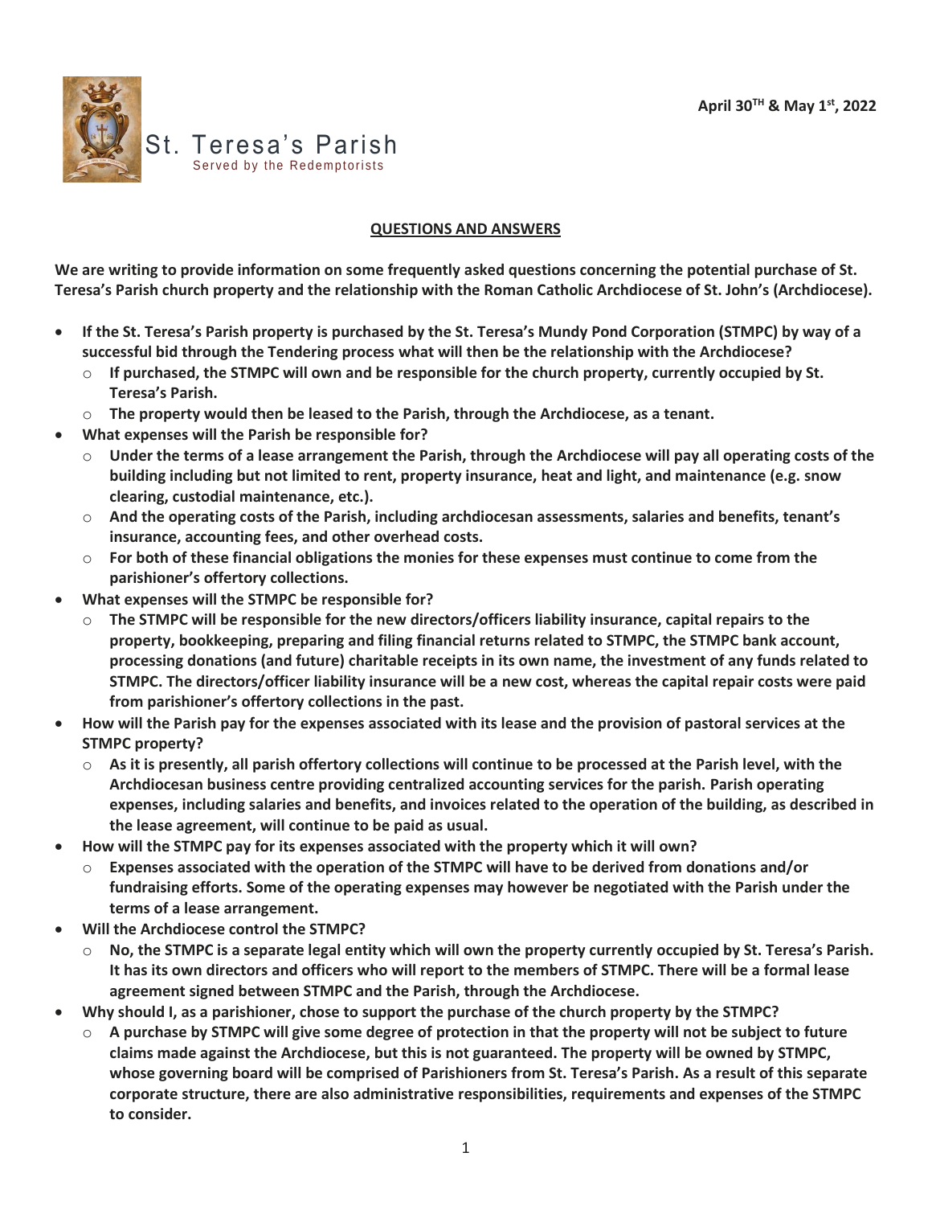April 30TH & May 1st, 2022

# St. Teresa's Parish

Served by the Redemptorists

## QUESTIONS AND ANSWERS

**We are writing to provide information on some frequently asked questions concerning the potential purchase of St. Teresa's Parish church property and the relationship with the Roman Catholic Archdiocese of St. John's (Archdiocese).**

- **If the St. Teresa's Parish property is purchased by the St. Teresa's Mundy Pond Corporation (STMPC) by way of a successful bid through the Tendering process what will then be the relationship with the Archdiocese?**
  - **If purchased, the STMPC will own and be responsible for the church property, currently occupied by St. Teresa's Parish.**
  - **The property would then be leased to the Parish, through the Archdiocese, as a tenant.**
- **What expenses will the Parish be responsible for?**
  - **Under the terms of a lease arrangement the Parish, through the Archdiocese will pay all operating costs of the building including but not limited to rent, property insurance, heat and light, and maintenance (e.g. snow clearing, custodial maintenance, etc.).**
  - **And the operating costs of the Parish, including archdiocesan assessments, salaries and benefits, tenant's insurance, accounting fees, and other overhead costs.**
  - **For both of these financial obligations the monies for these expenses must continue to come from the parishioner's offertory collections.**
- **What expenses will the STMPC be responsible for?**
  - **The STMPC will be responsible for the new directors/officers liability insurance, capital repairs to the property, bookkeeping, preparing and filing financial returns related to STMPC, the STMPC bank account, processing donations (and future) charitable receipts in its own name, the investment of any funds related to STMPC. The directors/officer liability insurance will be a new cost, whereas the capital repair costs were paid from parishioner's offertory collections in the past.**
- **How will the Parish pay for the expenses associated with its lease and the provision of pastoral services at the STMPC property?**
  - **As it is presently, all parish offertory collections will continue to be processed at the Parish level, with the Archdiocesan business centre providing centralized accounting services for the parish. Parish operating expenses, including salaries and benefits, and invoices related to the operation of the building, as described in the lease agreement, will continue to be paid as usual.**
- **How will the STMPC pay for its expenses associated with the property which it will own?**
  - **Expenses associated with the operation of the STMPC will have to be derived from donations and/or fundraising efforts. Some of the operating expenses may however be negotiated with the Parish under the terms of a lease arrangement.**
- **Will the Archdiocese control the STMPC?**
  - **No, the STMPC is a separate legal entity which will own the property currently occupied by St. Teresa's Parish. It has its own directors and officers who will report to the members of STMPC. There will be a formal lease agreement signed between STMPC and the Parish, through the Archdiocese.**
- **Why should I, as a parishioner, chose to support the purchase of the church property by the STMPC?**
  - **A purchase by STMPC will give some degree of protection in that the property will not be subject to future claims made against the Archdiocese, but this is not guaranteed. The property will be owned by STMPC, whose governing board will be comprised of Parishioners from St. Teresa's Parish. As a result of this separate corporate structure, there are also administrative responsibilities, requirements and expenses of the STMPC to consider.**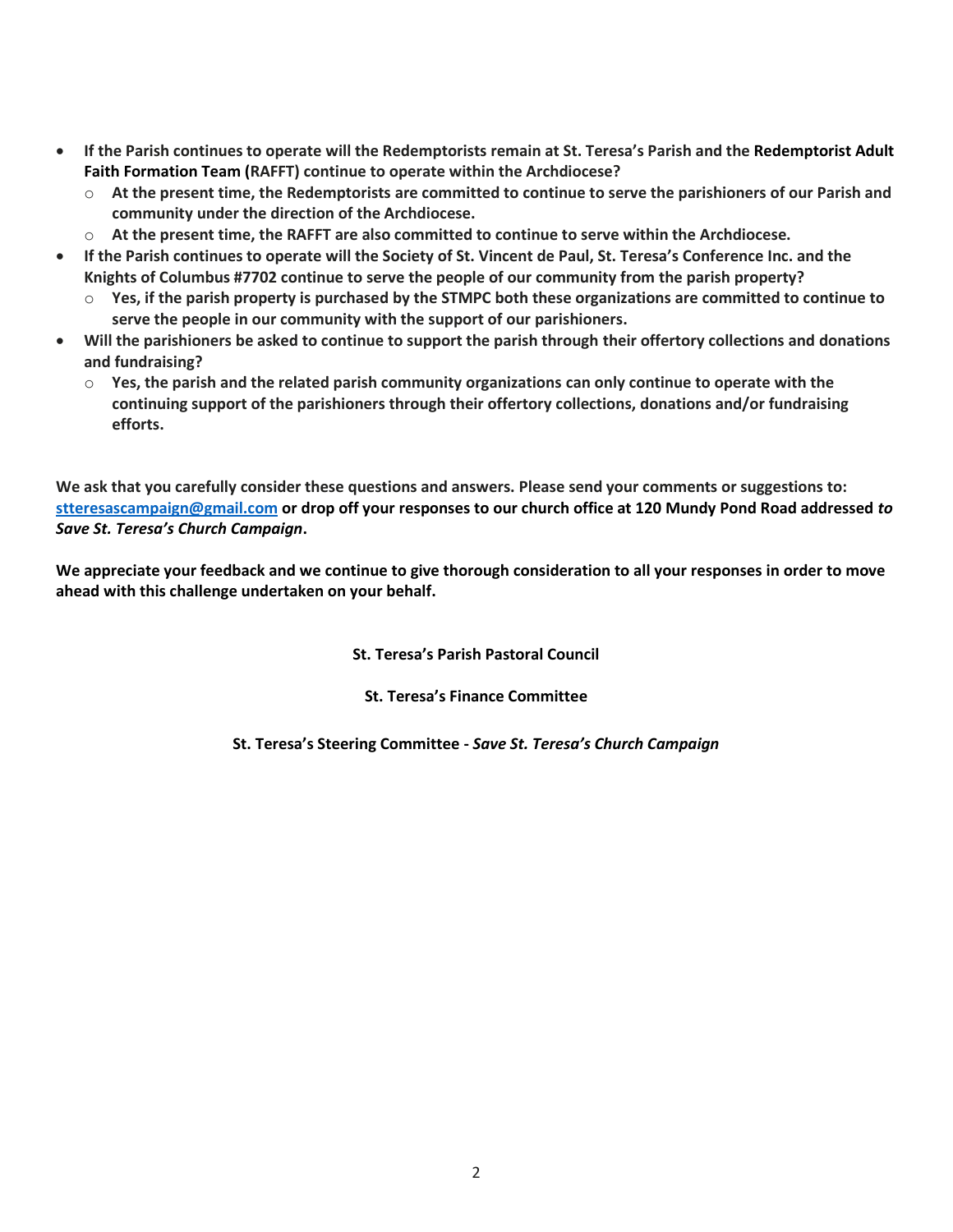- **If the Parish continues to operate will the Redemptorists remain at St. Teresa's Parish and the Redemptorist Adult Faith Formation Team (RAFFT) continue to operate within the Archdiocese?**
  - **At the present time, the Redemptorists are committed to continue to serve the parishioners of our Parish and community under the direction of the Archdiocese.**
  - **At the present time, the RAFFT are also committed to continue to serve within the Archdiocese.**
- **If the Parish continues to operate will the Society of St. Vincent de Paul, St. Teresa's Conference Inc. and the Knights of Columbus #7702 continue to serve the people of our community from the parish property?**
  - **Yes, if the parish property is purchased by the STMPC both these organizations are committed to continue to serve the people in our community with the support of our parishioners.**
- **Will the parishioners be asked to continue to support the parish through their offertory collections and donations and fundraising?**
  - **Yes, the parish and the related parish community organizations can only continue to operate with the continuing support of the parishioners through their offertory collections, donations and/or fundraising efforts.**

**We ask that you carefully consider these questions and answers. Please send your comments or suggestions to: stteresascampaign@gmail.com or drop off your responses to our church office at 120 Mundy Pond Road addressed *to Save St. Teresa's Church Campaign*.**

**We appreciate your feedback and we continue to give thorough consideration to all your responses in order to move ahead with this challenge undertaken on your behalf.**

**St. Teresa's Parish Pastoral Council**

**St. Teresa's Finance Committee**

**St. Teresa's Steering Committee - *Save St. Teresa's Church Campaign***